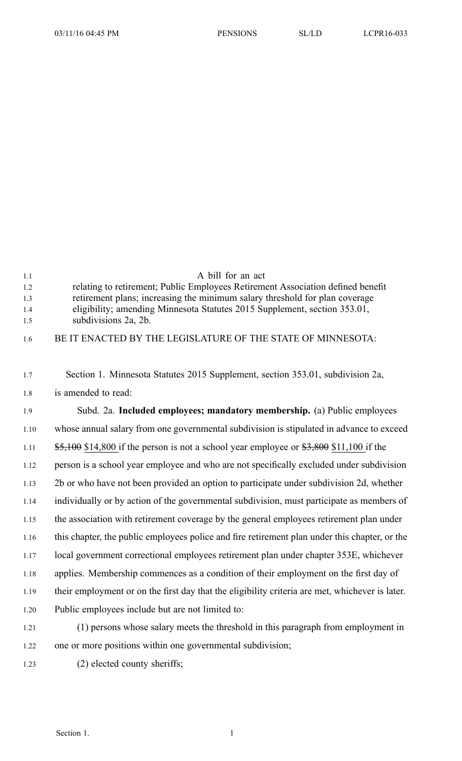A bill for an act

relating to retirement; Public Employees Retirement Association defined benefit retirement plans; increasing the minimum salary threshold for plan coverage eligibility; amending Minnesota Statutes 2015 Supplement, section 353.01, subdivisions 2a, 2b.

BE IT ENACTED BY THE LEGISLATURE OF THE STATE OF MINNESOTA:

Section 1. Minnesota Statutes 2015 Supplement, section 353.01, subdivision 2a, is amended to read:

Subd. 2a. **Included employees; mandatory membership.** (a) Public employees whose annual salary from one governmental subdivision is stipulated in advance to exceed ~~$5,100~~ <u>$14,800</u> if the person is not a school year employee or ~~$3,800~~ <u>$11,100</u> if the person is a school year employee and who are not specifically excluded under subdivision 2b or who have not been provided an option to participate under subdivision 2d, whether individually or by action of the governmental subdivision, must participate as members of the association with retirement coverage by the general employees retirement plan under this chapter, the public employees police and fire retirement plan under this chapter, or the local government correctional employees retirement plan under chapter 353E, whichever applies. Membership commences as a condition of their employment on the first day of their employment or on the first day that the eligibility criteria are met, whichever is later. Public employees include but are not limited to:

(1) persons whose salary meets the threshold in this paragraph from employment in one or more positions within one governmental subdivision;

(2) elected county sheriffs;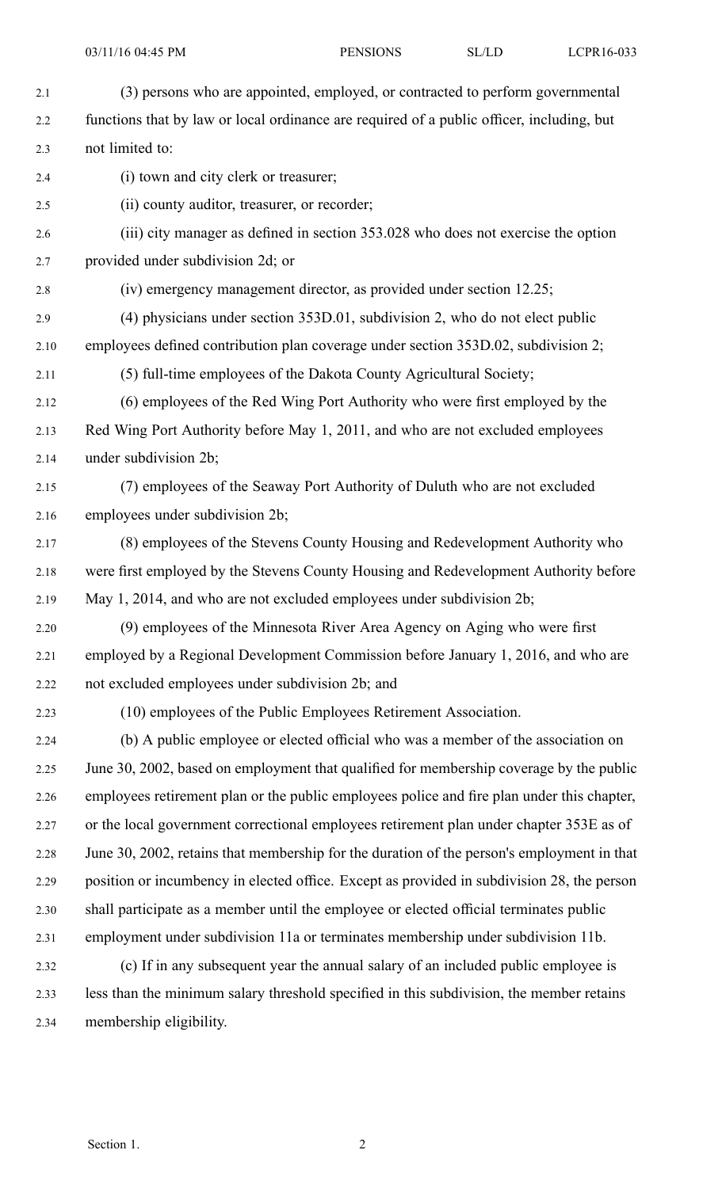(3) persons who are appointed, employed, or contracted to perform governmental functions that by law or local ordinance are required of a public officer, including, but not limited to:

(i) town and city clerk or treasurer;

(ii) county auditor, treasurer, or recorder;

(iii) city manager as defined in section 353.028 who does not exercise the option provided under subdivision 2d; or

(iv) emergency management director, as provided under section 12.25;

(4) physicians under section 353D.01, subdivision 2, who do not elect public employees defined contribution plan coverage under section 353D.02, subdivision 2;

(5) full-time employees of the Dakota County Agricultural Society;

(6) employees of the Red Wing Port Authority who were first employed by the Red Wing Port Authority before May 1, 2011, and who are not excluded employees under subdivision 2b;

(7) employees of the Seaway Port Authority of Duluth who are not excluded employees under subdivision 2b;

(8) employees of the Stevens County Housing and Redevelopment Authority who were first employed by the Stevens County Housing and Redevelopment Authority before May 1, 2014, and who are not excluded employees under subdivision 2b;

(9) employees of the Minnesota River Area Agency on Aging who were first employed by a Regional Development Commission before January 1, 2016, and who are not excluded employees under subdivision 2b; and

(10) employees of the Public Employees Retirement Association.

(b) A public employee or elected official who was a member of the association on June 30, 2002, based on employment that qualified for membership coverage by the public employees retirement plan or the public employees police and fire plan under this chapter, or the local government correctional employees retirement plan under chapter 353E as of June 30, 2002, retains that membership for the duration of the person's employment in that position or incumbency in elected office. Except as provided in subdivision 28, the person shall participate as a member until the employee or elected official terminates public employment under subdivision 11a or terminates membership under subdivision 11b.

(c) If in any subsequent year the annual salary of an included public employee is less than the minimum salary threshold specified in this subdivision, the member retains membership eligibility.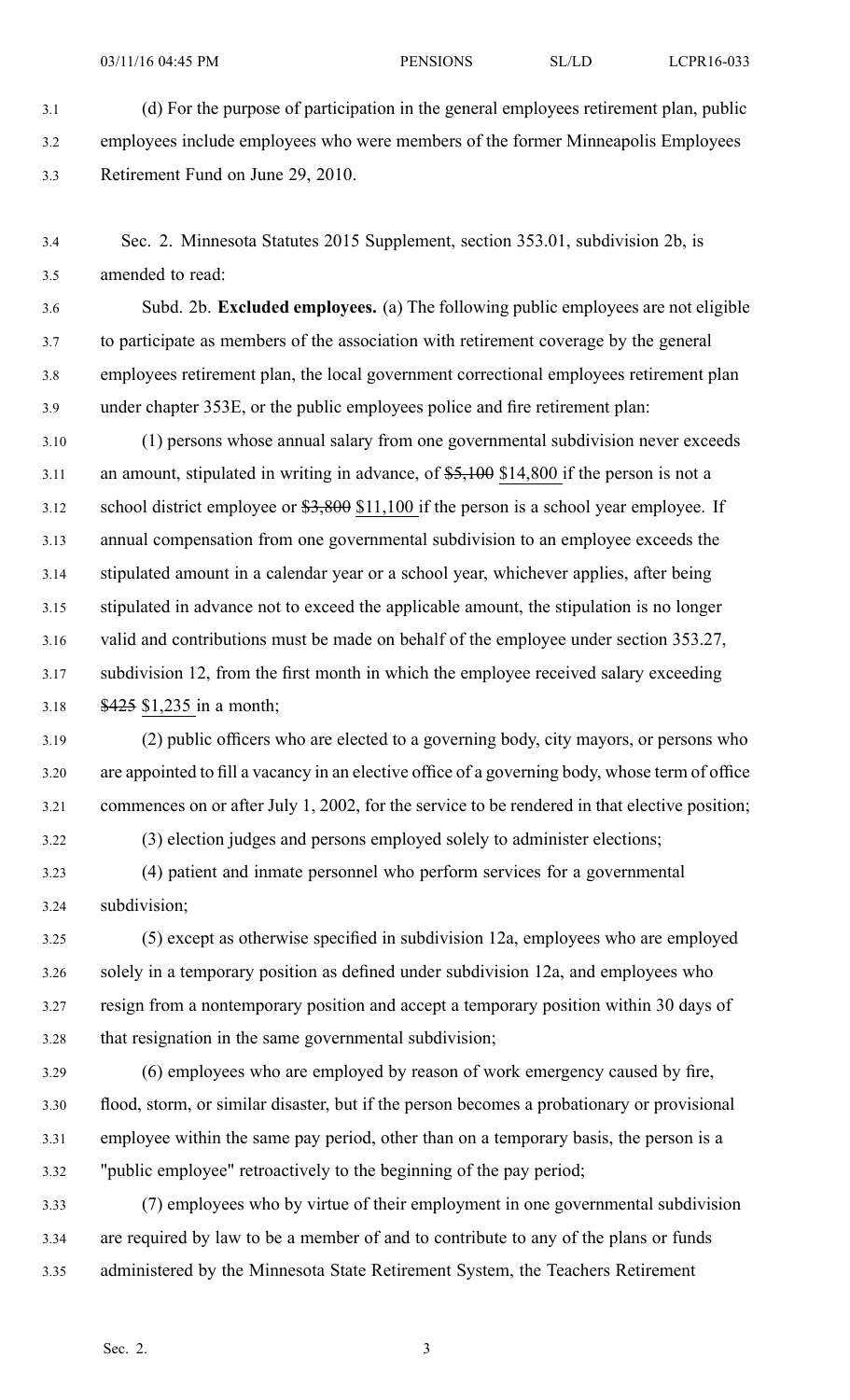(d) For the purpose of participation in the general employees retirement plan, public employees include employees who were members of the former Minneapolis Employees Retirement Fund on June 29, 2010.

Sec. 2. Minnesota Statutes 2015 Supplement, section 353.01, subdivision 2b, is amended to read:

Subd. 2b. **Excluded employees.** (a) The following public employees are not eligible to participate as members of the association with retirement coverage by the general employees retirement plan, the local government correctional employees retirement plan under chapter 353E, or the public employees police and fire retirement plan:

(1) persons whose annual salary from one governmental subdivision never exceeds an amount, stipulated in writing in advance, of ~~$5,100~~ <u>$14,800</u> if the person is not a school district employee or ~~$3,800~~ <u>$11,100</u> if the person is a school year employee. If annual compensation from one governmental subdivision to an employee exceeds the stipulated amount in a calendar year or a school year, whichever applies, after being stipulated in advance not to exceed the applicable amount, the stipulation is no longer valid and contributions must be made on behalf of the employee under section 353.27, subdivision 12, from the first month in which the employee received salary exceeding ~~$425~~ <u>$1,235</u> in a month;

(2) public officers who are elected to a governing body, city mayors, or persons who are appointed to fill a vacancy in an elective office of a governing body, whose term of office commences on or after July 1, 2002, for the service to be rendered in that elective position;

(3) election judges and persons employed solely to administer elections;

(4) patient and inmate personnel who perform services for a governmental subdivision;

(5) except as otherwise specified in subdivision 12a, employees who are employed solely in a temporary position as defined under subdivision 12a, and employees who resign from a nontemporary position and accept a temporary position within 30 days of that resignation in the same governmental subdivision;

(6) employees who are employed by reason of work emergency caused by fire, flood, storm, or similar disaster, but if the person becomes a probationary or provisional employee within the same pay period, other than on a temporary basis, the person is a "public employee" retroactively to the beginning of the pay period;

(7) employees who by virtue of their employment in one governmental subdivision are required by law to be a member of and to contribute to any of the plans or funds administered by the Minnesota State Retirement System, the Teachers Retirement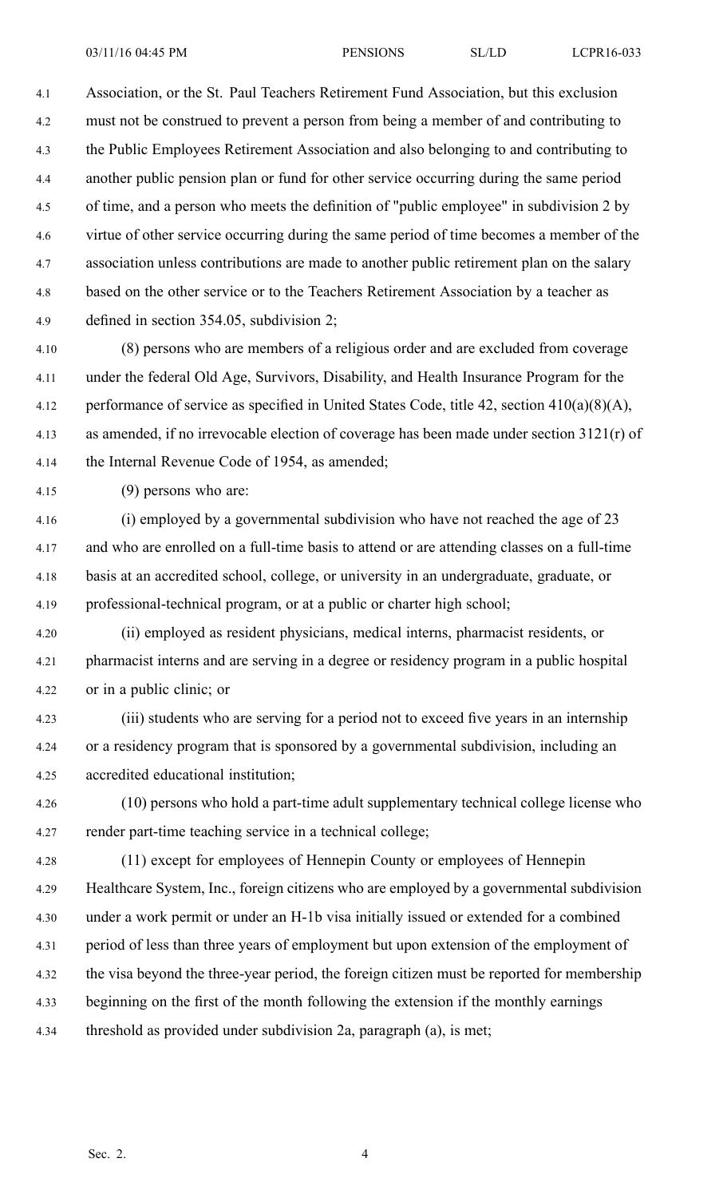Association, or the St. Paul Teachers Retirement Fund Association, but this exclusion must not be construed to prevent a person from being a member of and contributing to the Public Employees Retirement Association and also belonging to and contributing to another public pension plan or fund for other service occurring during the same period of time, and a person who meets the definition of "public employee" in subdivision 2 by virtue of other service occurring during the same period of time becomes a member of the association unless contributions are made to another public retirement plan on the salary based on the other service or to the Teachers Retirement Association by a teacher as defined in section 354.05, subdivision 2;

(8) persons who are members of a religious order and are excluded from coverage under the federal Old Age, Survivors, Disability, and Health Insurance Program for the performance of service as specified in United States Code, title 42, section 410(a)(8)(A), as amended, if no irrevocable election of coverage has been made under section 3121(r) of the Internal Revenue Code of 1954, as amended;

(9) persons who are:

(i) employed by a governmental subdivision who have not reached the age of 23 and who are enrolled on a full-time basis to attend or are attending classes on a full-time basis at an accredited school, college, or university in an undergraduate, graduate, or professional-technical program, or at a public or charter high school;

(ii) employed as resident physicians, medical interns, pharmacist residents, or pharmacist interns and are serving in a degree or residency program in a public hospital or in a public clinic; or

(iii) students who are serving for a period not to exceed five years in an internship or a residency program that is sponsored by a governmental subdivision, including an accredited educational institution;

(10) persons who hold a part-time adult supplementary technical college license who render part-time teaching service in a technical college;

(11) except for employees of Hennepin County or employees of Hennepin Healthcare System, Inc., foreign citizens who are employed by a governmental subdivision under a work permit or under an H-1b visa initially issued or extended for a combined period of less than three years of employment but upon extension of the employment of the visa beyond the three-year period, the foreign citizen must be reported for membership beginning on the first of the month following the extension if the monthly earnings threshold as provided under subdivision 2a, paragraph (a), is met;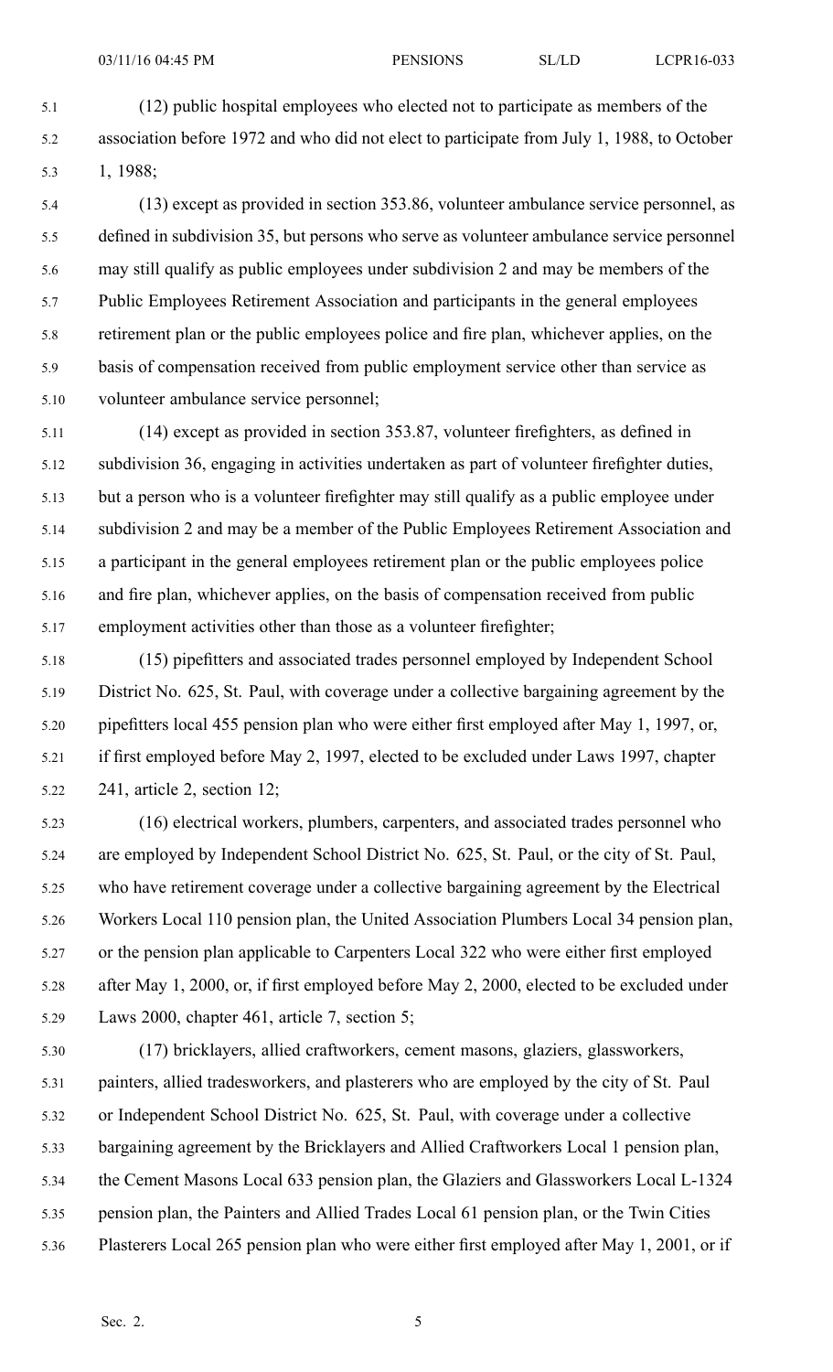(12) public hospital employees who elected not to participate as members of the association before 1972 and who did not elect to participate from July 1, 1988, to October 1, 1988;

(13) except as provided in section 353.86, volunteer ambulance service personnel, as defined in subdivision 35, but persons who serve as volunteer ambulance service personnel may still qualify as public employees under subdivision 2 and may be members of the Public Employees Retirement Association and participants in the general employees retirement plan or the public employees police and fire plan, whichever applies, on the basis of compensation received from public employment service other than service as volunteer ambulance service personnel;

(14) except as provided in section 353.87, volunteer firefighters, as defined in subdivision 36, engaging in activities undertaken as part of volunteer firefighter duties, but a person who is a volunteer firefighter may still qualify as a public employee under subdivision 2 and may be a member of the Public Employees Retirement Association and a participant in the general employees retirement plan or the public employees police and fire plan, whichever applies, on the basis of compensation received from public employment activities other than those as a volunteer firefighter;

(15) pipefitters and associated trades personnel employed by Independent School District No. 625, St. Paul, with coverage under a collective bargaining agreement by the pipefitters local 455 pension plan who were either first employed after May 1, 1997, or, if first employed before May 2, 1997, elected to be excluded under Laws 1997, chapter 241, article 2, section 12;

(16) electrical workers, plumbers, carpenters, and associated trades personnel who are employed by Independent School District No. 625, St. Paul, or the city of St. Paul, who have retirement coverage under a collective bargaining agreement by the Electrical Workers Local 110 pension plan, the United Association Plumbers Local 34 pension plan, or the pension plan applicable to Carpenters Local 322 who were either first employed after May 1, 2000, or, if first employed before May 2, 2000, elected to be excluded under Laws 2000, chapter 461, article 7, section 5;

(17) bricklayers, allied craftworkers, cement masons, glaziers, glassworkers, painters, allied tradesworkers, and plasterers who are employed by the city of St. Paul or Independent School District No. 625, St. Paul, with coverage under a collective bargaining agreement by the Bricklayers and Allied Craftworkers Local 1 pension plan, the Cement Masons Local 633 pension plan, the Glaziers and Glassworkers Local L-1324 pension plan, the Painters and Allied Trades Local 61 pension plan, or the Twin Cities Plasterers Local 265 pension plan who were either first employed after May 1, 2001, or if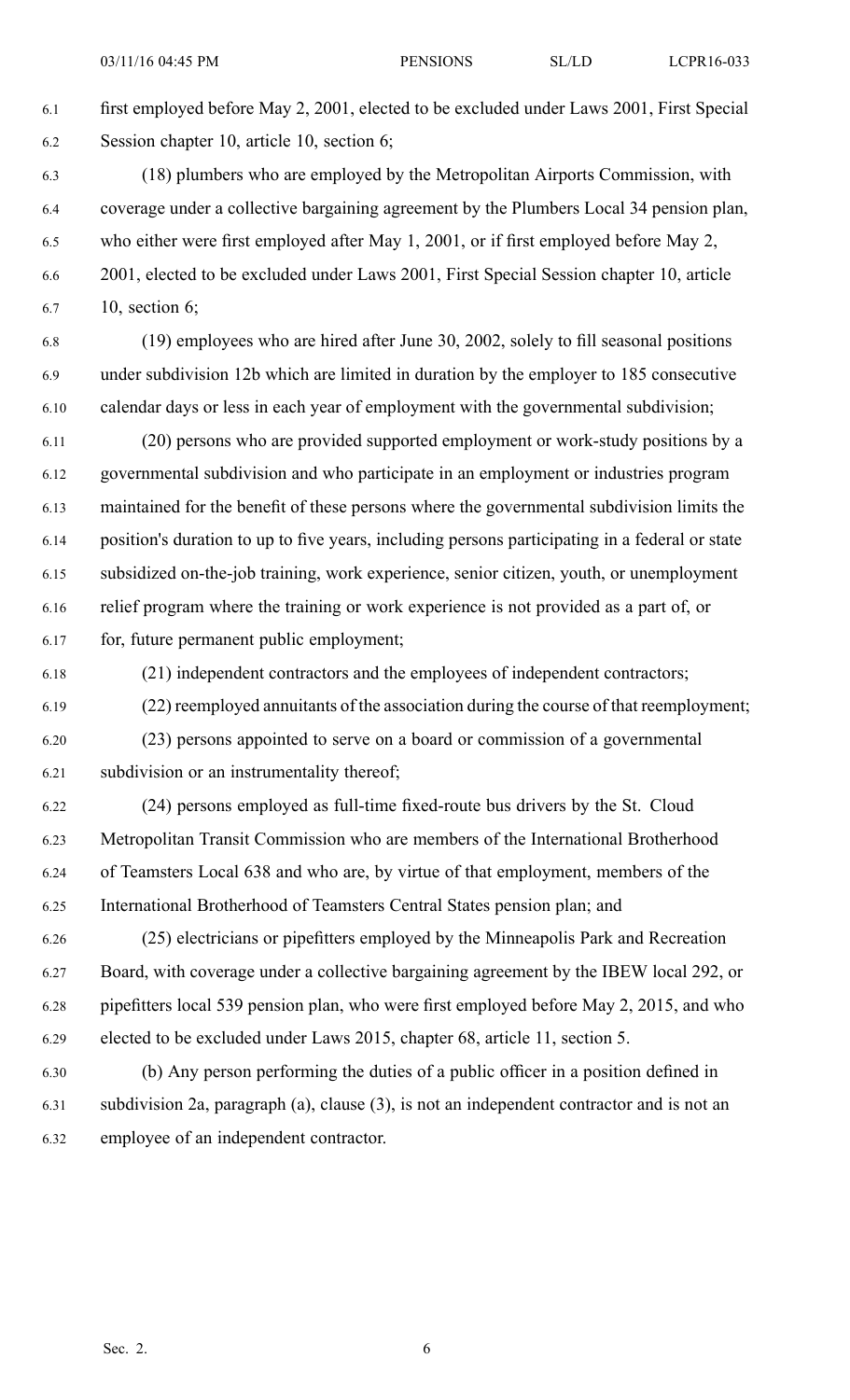first employed before May 2, 2001, elected to be excluded under Laws 2001, First Special Session chapter 10, article 10, section 6;

(18) plumbers who are employed by the Metropolitan Airports Commission, with coverage under a collective bargaining agreement by the Plumbers Local 34 pension plan, who either were first employed after May 1, 2001, or if first employed before May 2, 2001, elected to be excluded under Laws 2001, First Special Session chapter 10, article 10, section 6;

(19) employees who are hired after June 30, 2002, solely to fill seasonal positions under subdivision 12b which are limited in duration by the employer to 185 consecutive calendar days or less in each year of employment with the governmental subdivision;

(20) persons who are provided supported employment or work-study positions by a governmental subdivision and who participate in an employment or industries program maintained for the benefit of these persons where the governmental subdivision limits the position's duration to up to five years, including persons participating in a federal or state subsidized on-the-job training, work experience, senior citizen, youth, or unemployment relief program where the training or work experience is not provided as a part of, or for, future permanent public employment;

(21) independent contractors and the employees of independent contractors;

(22) reemployed annuitants of the association during the course of that reemployment;

(23) persons appointed to serve on a board or commission of a governmental subdivision or an instrumentality thereof;

(24) persons employed as full-time fixed-route bus drivers by the St. Cloud Metropolitan Transit Commission who are members of the International Brotherhood of Teamsters Local 638 and who are, by virtue of that employment, members of the International Brotherhood of Teamsters Central States pension plan; and

(25) electricians or pipefitters employed by the Minneapolis Park and Recreation Board, with coverage under a collective bargaining agreement by the IBEW local 292, or pipefitters local 539 pension plan, who were first employed before May 2, 2015, and who elected to be excluded under Laws 2015, chapter 68, article 11, section 5.

(b) Any person performing the duties of a public officer in a position defined in subdivision 2a, paragraph (a), clause (3), is not an independent contractor and is not an employee of an independent contractor.